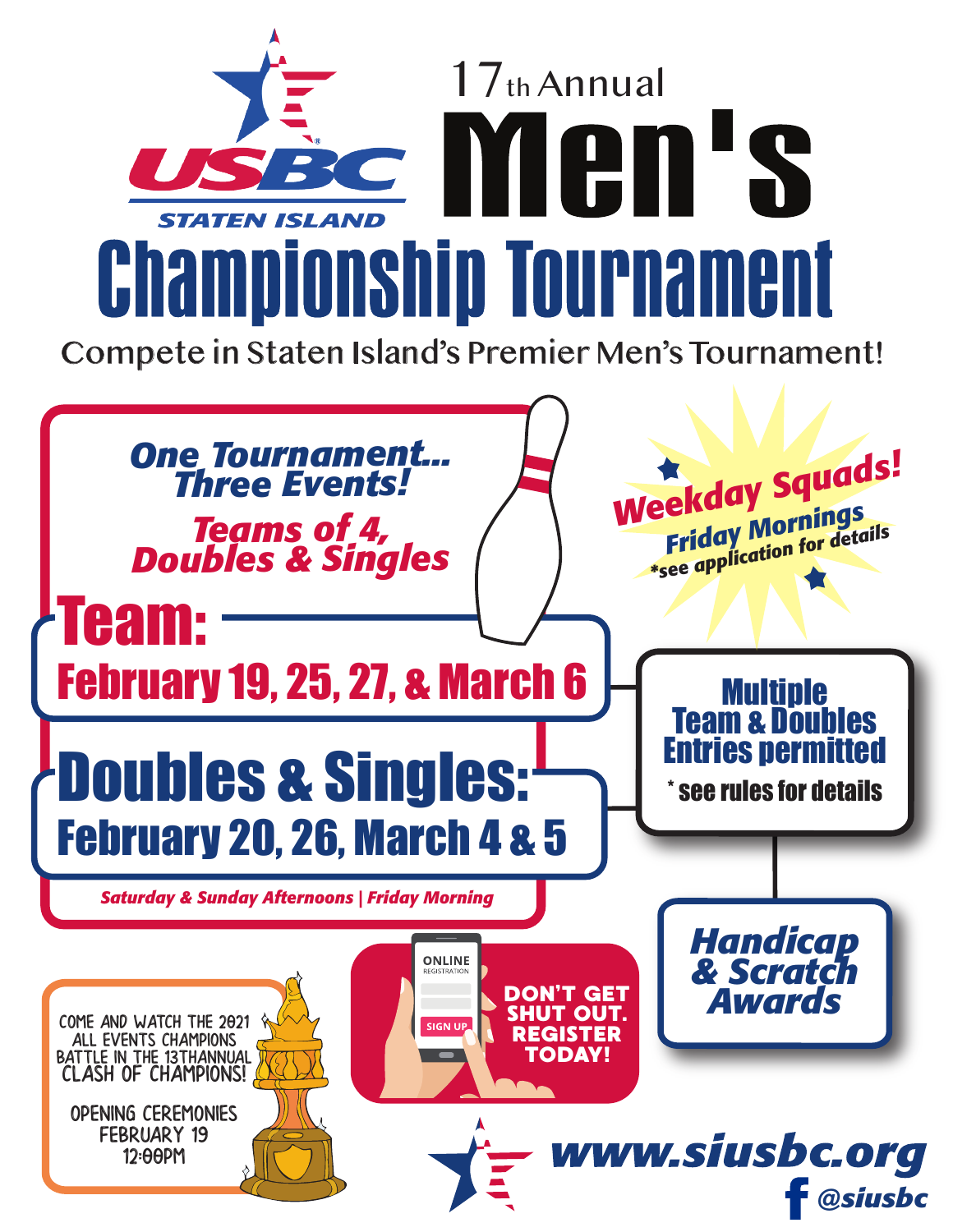USBC STATEN ISLAND

# 17th Annual Men's Championship Tournament

Compete in Staten Island's Premier Men's Tournament!

***One Tournament... Three Events!***

***Teams of 4, Doubles & Singles***

## Team:

**February 19, 25, 27, & March 6**

## Doubles & Singles:

**February 20, 26, March 4 & 5**

*Saturday & Sunday Afternoons | Friday Morning*

**Weekday Squads!**

**Friday Mornings**

*see application for details

**Multiple Team & Doubles Entries permitted**

* see rules for details

***Handicap & Scratch Awards***

COME AND WATCH THE 2021 ALL EVENTS CHAMPIONS BATTLE IN THE 13THANNUAL CLASH OF CHAMPIONS!

OPENING CEREMONIES FEBRUARY 19 12:00PM

ONLINE REGISTRATION

SIGN UP

**DON'T GET SHUT OUT. REGISTER TODAY!**

**www.siusbc.org**

@siusbc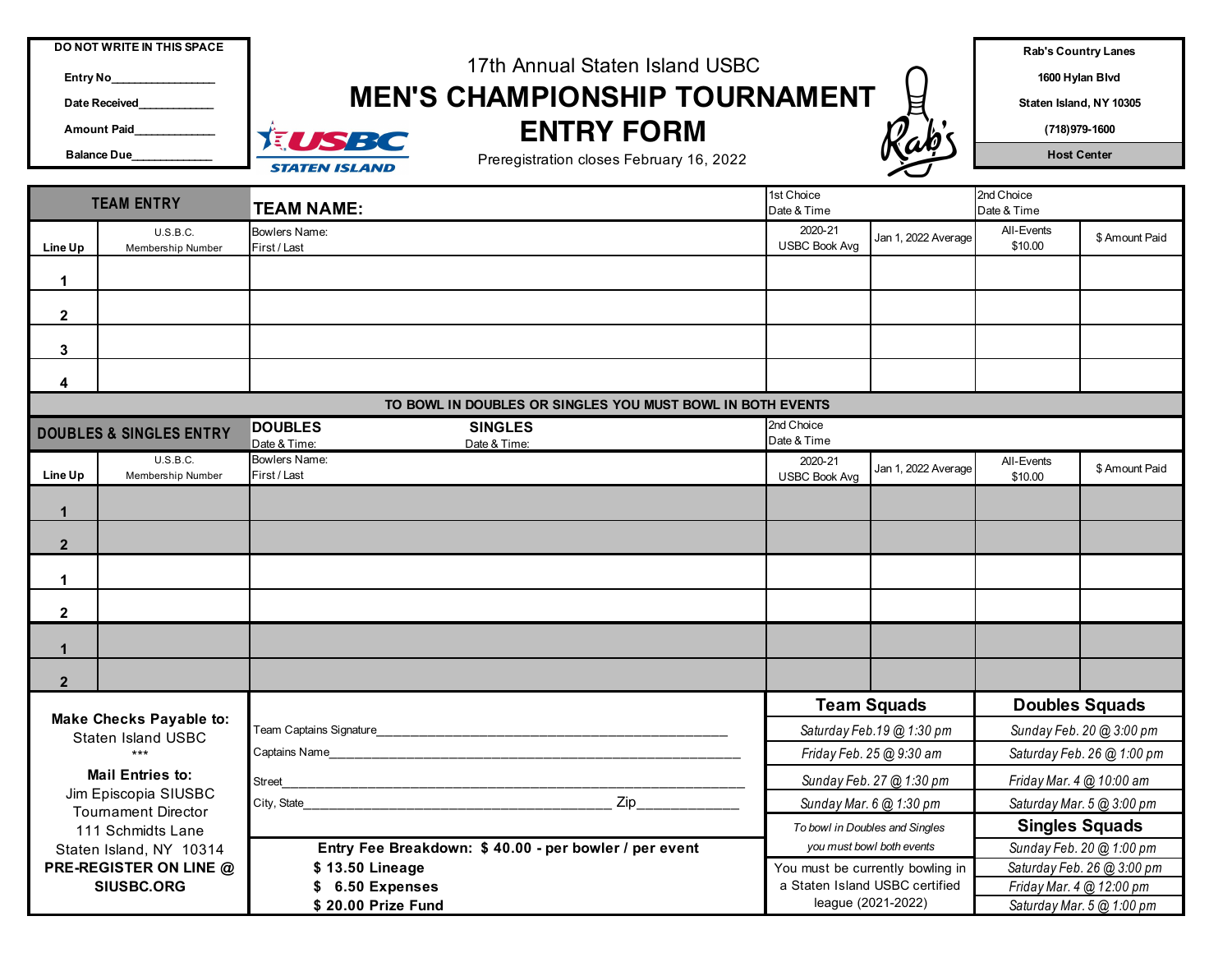| DO NOT WRITE IN THIS SPACE |
|---|
| Entry No________________ |
| Date Received___________ |
| Amount Paid____________ |
| Balance Due____________ |

17th Annual Staten Island USBC

# MEN'S CHAMPIONSHIP TOURNAMENT ENTRY FORM

Preregistration closes February 16, 2022

USBC STATEN ISLAND

**Rab's Country Lanes**
**1600 Hylan Blvd**
**Staten Island, NY 10305**
**(718)979-1600**
**Host Center**

| TEAM ENTRY | | TEAM NAME: | 1st Choice Date & Time | | 2nd Choice Date & Time | |
|---|---|---|---|---|---|---|
| Line Up | U.S.B.C. Membership Number | Bowlers Name: First / Last | 2020-21 USBC Book Avg | Jan 1, 2022 Average | All-Events $10.00 | $ Amount Paid |
| 1 | | | | | | |
| 2 | | | | | | |
| 3 | | | | | | |
| 4 | | | | | | |

**TO BOWL IN DOUBLES OR SINGLES YOU MUST BOWL IN BOTH EVENTS**

| DOUBLES & SINGLES ENTRY | | DOUBLES Date & Time: / SINGLES Date & Time: | 2nd Choice Date & Time | | | |
|---|---|---|---|---|---|---|
| Line Up | U.S.B.C. Membership Number | Bowlers Name: First / Last | 2020-21 USBC Book Avg | Jan 1, 2022 Average | All-Events $10.00 | $ Amount Paid |
| 1 | | | | | | |
| 2 | | | | | | |
| 1 | | | | | | |
| 2 | | | | | | |
| 1 | | | | | | |
| 2 | | | | | | |

**Make Checks Payable to:**
Staten Island USBC
\*\*\*
**Mail Entries to:**
Jim Episcopia SIUSBC
Tournament Director
111 Schmidts Lane
Staten Island, NY 10314
**PRE-REGISTER ON LINE @ SIUSBC.ORG**

Team Captains Signature________________________________________________
Captains Name__________________________________________________________
Street_________________________________________________________________
City, State______________________________________ Zip_____________

**Entry Fee Breakdown: $ 40.00 - per bowler / per event**
**$ 13.50 Lineage**
**$ 6.50 Expenses**
**$ 20.00 Prize Fund**

| Team Squads | Doubles Squads |
|---|---|
| *Saturday Feb.19 @ 1:30 pm* | *Sunday Feb. 20 @ 3:00 pm* |
| *Friday Feb. 25 @ 9:30 am* | *Saturday Feb. 26 @ 1:00 pm* |
| *Sunday Feb. 27 @ 1:30 pm* | *Friday Mar. 4 @ 10:00 am* |
| *Sunday Mar. 6 @ 1:30 pm* | *Saturday Mar. 5 @ 3:00 pm* |

*To bowl in Doubles and Singles you must bowl both events*

You must be currently bowling in a Staten Island USBC certified league (2021-2022)

| Singles Squads |
|---|
| *Sunday Feb. 20 @ 1:00 pm* |
| *Saturday Feb. 26 @ 3:00 pm* |
| *Friday Mar. 4 @ 12:00 pm* |
| *Saturday Mar. 5 @ 1:00 pm* |